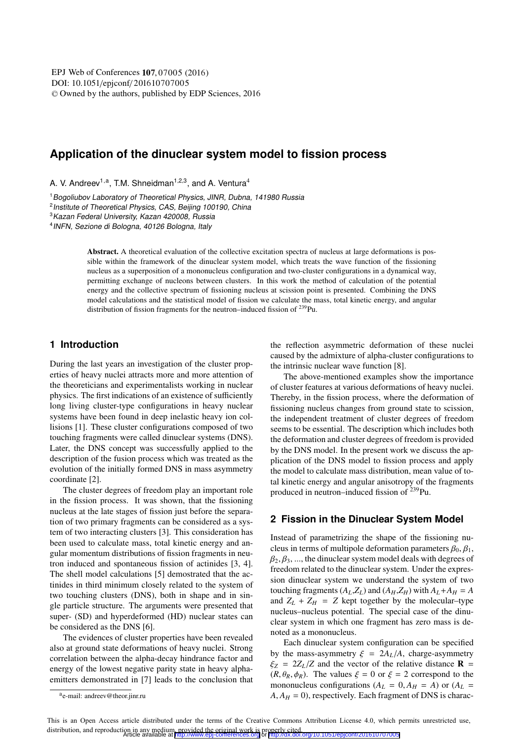# Application of the dinuclear system model to fission process

A. V. Andreev[1,a], T.M. Shneidman[1,2,3], and A. Ventura[4]

[1] *Bogoliubov Laboratory of Theoretical Physics, JINR, Dubna, 141980 Russia*
[2] *Institute of Theoretical Physics, CAS, Beijing 100190, China*
[3] *Kazan Federal University, Kazan 420008, Russia*
[4] *INFN, Sezione di Bologna, 40126 Bologna, Italy*

**Abstract.** A theoretical evaluation of the collective excitation spectra of nucleus at large deformations is possible within the framework of the dinuclear system model, which treats the wave function of the fissioning nucleus as a superposition of a mononucleus configuration and two-cluster configurations in a dynamical way, permitting exchange of nucleons between clusters. In this work the method of calculation of the potential energy and the collective spectrum of fissioning nucleus at scission point is presented. Combining the DNS model calculations and the statistical model of fission we calculate the mass, total kinetic energy, and angular distribution of fission fragments for the neutron–induced fission of $^{239}$Pu.

## 1 Introduction

During the last years an investigation of the cluster properties of heavy nuclei attracts more and more attention of the theoreticians and experimentalists working in nuclear physics. The first indications of an existence of sufficiently long living cluster-type configurations in heavy nuclear systems have been found in deep inelastic heavy ion collisions [1]. These cluster configurations composed of two touching fragments were called dinuclear systems (DNS). Later, the DNS concept was successfully applied to the description of the fusion process which was treated as the evolution of the initially formed DNS in mass asymmetry coordinate [2].

The cluster degrees of freedom play an important role in the fission process. It was shown, that the fissioning nucleus at the late stages of fission just before the separation of two primary fragments can be considered as a system of two interacting clusters [3]. This consideration has been used to calculate mass, total kinetic energy and angular momentum distributions of fission fragments in neutron induced and spontaneous fission of actinides [3, 4]. The shell model calculations [5] demonstrated that the actinides in third minimum closely related to the system of two touching clusters (DNS), both in shape and in single particle structure. The arguments were presented that super- (SD) and hyperdeformed (HD) nuclear states can be considered as the DNS [6].

The evidences of cluster properties have been revealed also at ground state deformations of heavy nuclei. Strong correlation between the alpha-decay hindrance factor and energy of the lowest negative parity state in heavy alpha-emitters demonstrated in [7] leads to the conclusion that the reflection asymmetric deformation of these nuclei caused by the admixture of alpha-cluster configurations to the intrinsic nuclear wave function [8].

The above-mentioned examples show the importance of cluster features at various deformations of heavy nuclei. Thereby, in the fission process, where the deformation of fissioning nucleus changes from ground state to scission, the independent treatment of cluster degrees of freedom seems to be essential. The description which includes both the deformation and cluster degrees of freedom is provided by the DNS model. In the present work we discuss the application of the DNS model to fission process and apply the model to calculate mass distribution, mean value of total kinetic energy and angular anisotropy of the fragments produced in neutron–induced fission of $^{239}$Pu.

## 2 Fission in the Dinuclear System Model

Instead of parametrizing the shape of the fissioning nucleus in terms of multipole deformation parameters $\beta_0, \beta_1, \beta_2, \beta_3, ...$, the dinuclear system model deals with degrees of freedom related to the dinuclear system. Under the expression dinuclear system we understand the system of two touching fragments $(A_L,Z_L)$ and $(A_H,Z_H)$ with $A_L+A_H = A$ and $Z_L + Z_H = Z$ kept together by the molecular–type nucleus–nucleus potential. The special case of the dinuclear system in which one fragment has zero mass is denoted as a mononucleus.

Each dinuclear system configuration can be specified by the mass-asymmetry $\xi = 2A_L/A$, charge-asymmetry $\xi_Z = 2Z_L/Z$ and the vector of the relative distance $\mathbf{R} = (R, \theta_R, \phi_R)$. The values $\xi = 0$ or $\xi = 2$ correspond to the mononucleus configurations $(A_L = 0, A_H = A)$ or $(A_L = A, A_H = 0)$, respectively. Each fragment of DNS is charac-

[a] e-mail: andreev@theor.jinr.ru

This is an Open Access article distributed under the terms of the Creative Commons Attribution License 4.0, which permits unrestricted use, distribution, and reproduction in any medium, provided the original work is properly cited.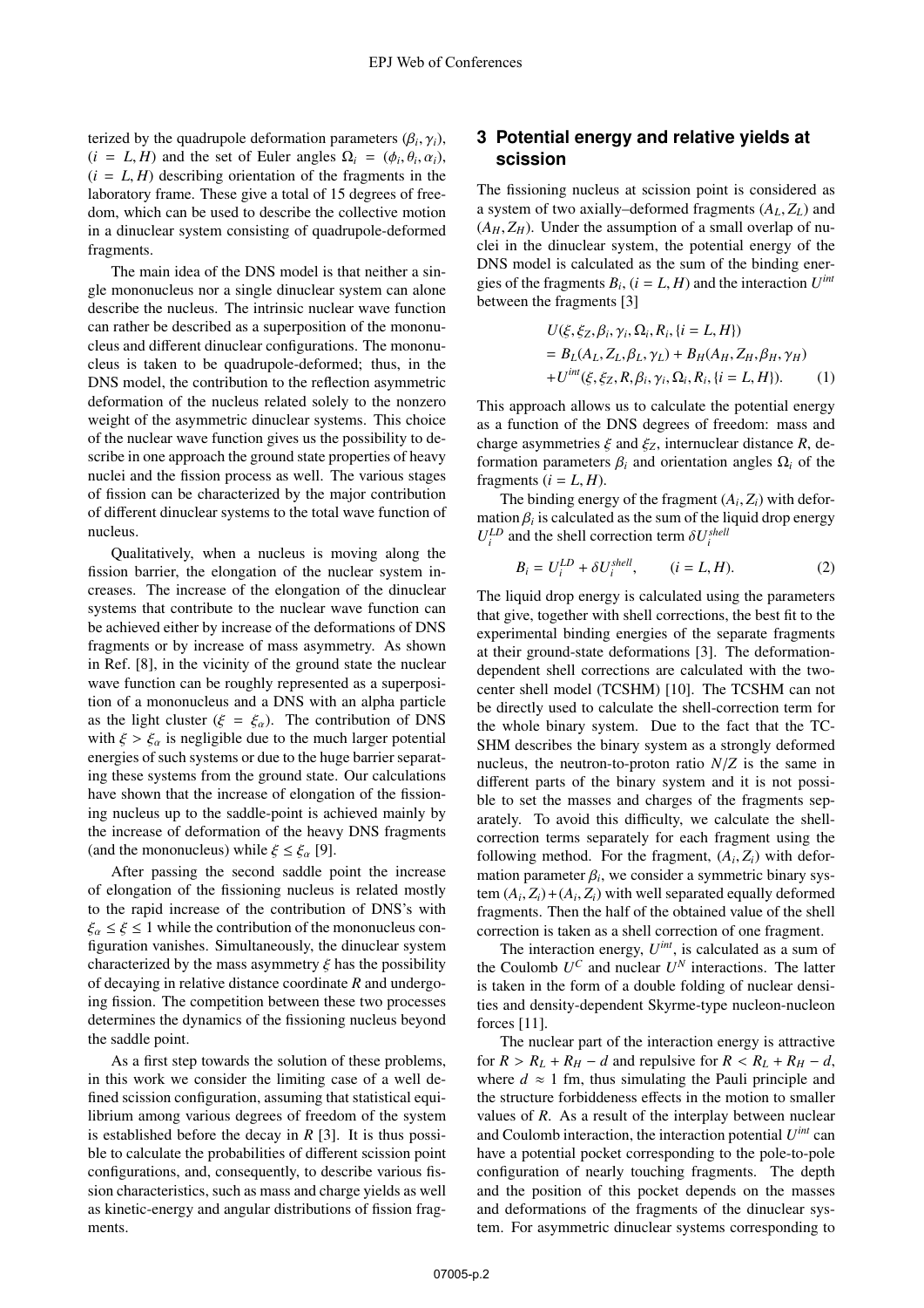terized by the quadrupole deformation parameters $(\beta_i, \gamma_i)$, $(i = L, H)$ and the set of Euler angles $\Omega_i = (\phi_i, \theta_i, \alpha_i)$, $(i = L, H)$ describing orientation of the fragments in the laboratory frame. These give a total of 15 degrees of freedom, which can be used to describe the collective motion in a dinuclear system consisting of quadrupole-deformed fragments.

The main idea of the DNS model is that neither a single mononucleus nor a single dinuclear system can alone describe the nucleus. The intrinsic nuclear wave function can rather be described as a superposition of the mononucleus and different dinuclear configurations. The mononucleus is taken to be quadrupole-deformed; thus, in the DNS model, the contribution to the reflection asymmetric deformation of the nucleus related solely to the nonzero weight of the asymmetric dinuclear systems. This choice of the nuclear wave function gives us the possibility to describe in one approach the ground state properties of heavy nuclei and the fission process as well. The various stages of fission can be characterized by the major contribution of different dinuclear systems to the total wave function of nucleus.

Qualitatively, when a nucleus is moving along the fission barrier, the elongation of the nuclear system increases. The increase of the elongation of the dinuclear systems that contribute to the nuclear wave function can be achieved either by increase of the deformations of DNS fragments or by increase of mass asymmetry. As shown in Ref. [8], in the vicinity of the ground state the nuclear wave function can be roughly represented as a superposition of a mononucleus and a DNS with an alpha particle as the light cluster ($\xi = \xi_\alpha$). The contribution of DNS with $\xi > \xi_\alpha$ is negligible due to the much larger potential energies of such systems or due to the huge barrier separating these systems from the ground state. Our calculations have shown that the increase of elongation of the fissioning nucleus up to the saddle-point is achieved mainly by the increase of deformation of the heavy DNS fragments (and the mononucleus) while $\xi \leq \xi_\alpha$ [9].

After passing the second saddle point the increase of elongation of the fissioning nucleus is related mostly to the rapid increase of the contribution of DNS's with $\xi_\alpha \leq \xi \leq 1$ while the contribution of the mononucleus configuration vanishes. Simultaneously, the dinuclear system characterized by the mass asymmetry $\xi$ has the possibility of decaying in relative distance coordinate $R$ and undergoing fission. The competition between these two processes determines the dynamics of the fissioning nucleus beyond the saddle point.

As a first step towards the solution of these problems, in this work we consider the limiting case of a well defined scission configuration, assuming that statistical equilibrium among various degrees of freedom of the system is established before the decay in $R$ [3]. It is thus possible to calculate the probabilities of different scission point configurations, and, consequently, to describe various fission characteristics, such as mass and charge yields as well as kinetic-energy and angular distributions of fission fragments.

## 3 Potential energy and relative yields at scission

The fissioning nucleus at scission point is considered as a system of two axially–deformed fragments $(A_L, Z_L)$ and $(A_H, Z_H)$. Under the assumption of a small overlap of nuclei in the dinuclear system, the potential energy of the DNS model is calculated as the sum of the binding energies of the fragments $B_i$, $(i = L, H)$ and the interaction $U^{int}$ between the fragments [3]

$$
\begin{aligned}
&U(\xi, \xi_Z, \beta_i, \gamma_i, \Omega_i, R_i, \{i = L, H\}) \\
&= B_L(A_L, Z_L, \beta_L, \gamma_L) + B_H(A_H, Z_H, \beta_H, \gamma_H) \\
&+ U^{int}(\xi, \xi_Z, R, \beta_i, \gamma_i, \Omega_i, R_i, \{i = L, H\}). \qquad (1)
\end{aligned}
$$

This approach allows us to calculate the potential energy as a function of the DNS degrees of freedom: mass and charge asymmetries $\xi$ and $\xi_Z$, internuclear distance $R$, deformation parameters $\beta_i$ and orientation angles $\Omega_i$ of the fragments $(i = L, H)$.

The binding energy of the fragment $(A_i, Z_i)$ with deformation $\beta_i$ is calculated as the sum of the liquid drop energy $U_i^{LD}$ and the shell correction term $\delta U_i^{shell}$

$$
B_i = U_i^{LD} + \delta U_i^{shell}, \qquad (i = L, H). \qquad (2)
$$

The liquid drop energy is calculated using the parameters that give, together with shell corrections, the best fit to the experimental binding energies of the separate fragments at their ground-state deformations [3]. The deformation-dependent shell corrections are calculated with the two-center shell model (TCSHM) [10]. The TCSHM can not be directly used to calculate the shell-correction term for the whole binary system. Due to the fact that the TCSHM describes the binary system as a strongly deformed nucleus, the neutron-to-proton ratio $N/Z$ is the same in different parts of the binary system and it is not possible to set the masses and charges of the fragments separately. To avoid this difficulty, we calculate the shell-correction terms separately for each fragment using the following method. For the fragment, $(A_i, Z_i)$ with deformation parameter $\beta_i$, we consider a symmetric binary system $(A_i, Z_i) + (A_i, Z_i)$ with well separated equally deformed fragments. Then the half of the obtained value of the shell correction is taken as a shell correction of one fragment.

The interaction energy, $U^{int}$, is calculated as a sum of the Coulomb $U^C$ and nuclear $U^N$ interactions. The latter is taken in the form of a double folding of nuclear densities and density-dependent Skyrme-type nucleon-nucleon forces [11].

The nuclear part of the interaction energy is attractive for $R > R_L + R_H - d$ and repulsive for $R < R_L + R_H - d$, where $d \approx 1$ fm, thus simulating the Pauli principle and the structure forbiddeness effects in the motion to smaller values of $R$. As a result of the interplay between nuclear and Coulomb interaction, the interaction potential $U^{int}$ can have a potential pocket corresponding to the pole-to-pole configuration of nearly touching fragments. The depth and the position of this pocket depends on the masses and deformations of the fragments of the dinuclear system. For asymmetric dinuclear systems corresponding to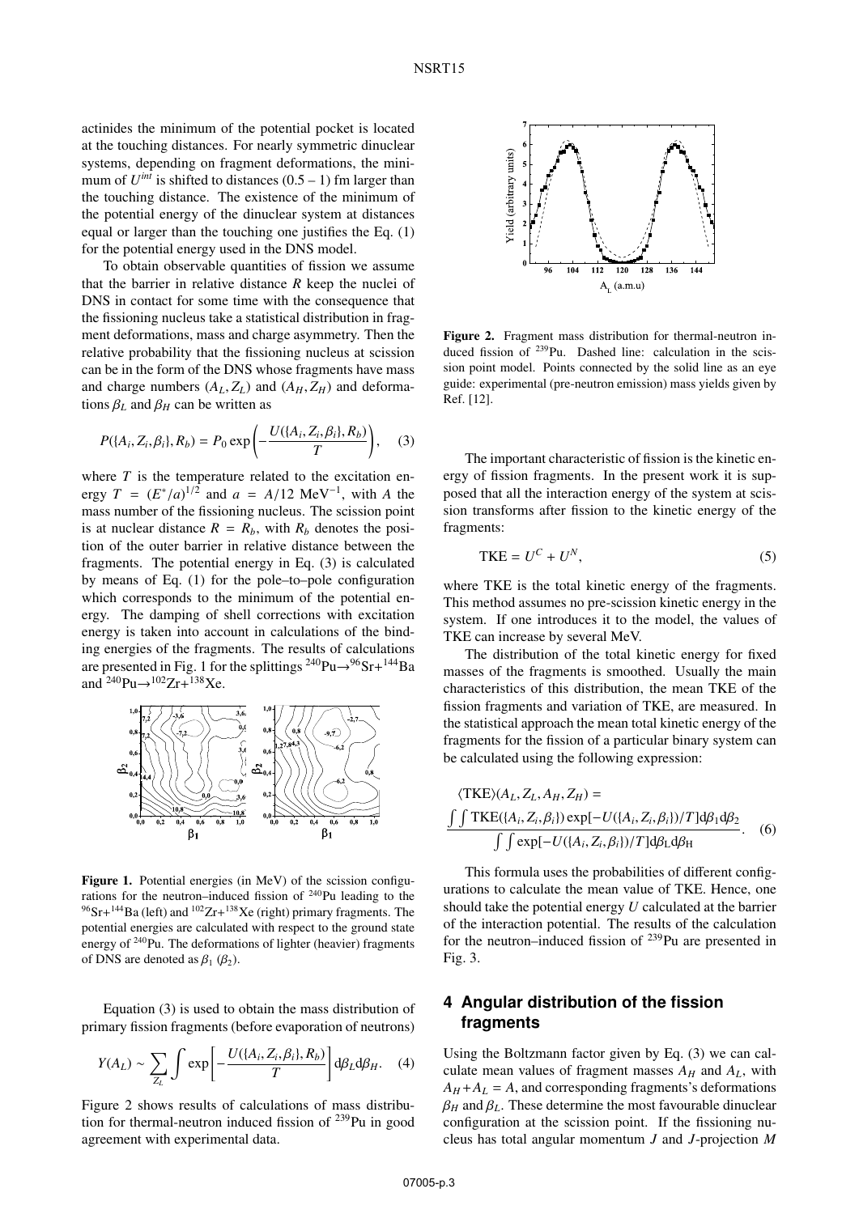actinides the minimum of the potential pocket is located at the touching distances. For nearly symmetric dinuclear systems, depending on fragment deformations, the minimum of $U^{int}$ is shifted to distances (0.5 – 1) fm larger than the touching distance. The existence of the minimum of the potential energy of the dinuclear system at distances equal or larger than the touching one justifies the Eq. (1) for the potential energy used in the DNS model.

To obtain observable quantities of fission we assume that the barrier in relative distance $R$ keep the nuclei of DNS in contact for some time with the consequence that the fissioning nucleus take a statistical distribution in fragment deformations, mass and charge asymmetry. Then the relative probability that the fissioning nucleus at scission can be in the form of the DNS whose fragments have mass and charge numbers $(A_L, Z_L)$ and $(A_H, Z_H)$ and deformations $\beta_L$ and $\beta_H$ can be written as

$$P(\{A_i, Z_i, \beta_i\}, R_b) = P_0 \exp\left(-\frac{U(\{A_i, Z_i, \beta_i\}, R_b)}{T}\right), \quad (3)$$

where $T$ is the temperature related to the excitation energy $T = (E^*/a)^{1/2}$ and $a = A/12$ MeV$^{-1}$, with $A$ the mass number of the fissioning nucleus. The scission point is at nuclear distance $R = R_b$, with $R_b$ denotes the position of the outer barrier in relative distance between the fragments. The potential energy in Eq. (3) is calculated by means of Eq. (1) for the pole–to–pole configuration which corresponds to the minimum of the potential energy. The damping of shell corrections with excitation energy is taken into account in calculations of the binding energies of the fragments. The results of calculations are presented in Fig. 1 for the splittings $^{240}Pu \rightarrow ^{96}Sr + ^{144}Ba$ and $^{240}Pu \rightarrow ^{102}Zr + ^{138}Xe$.

**Figure 1.** Potential energies (in MeV) of the scission configurations for the neutron–induced fission of $^{240}$Pu leading to the $^{96}Sr + ^{144}Ba$ (left) and $^{102}Zr + ^{138}Xe$ (right) primary fragments. The potential energies are calculated with respect to the ground state energy of $^{240}$Pu. The deformations of lighter (heavier) fragments of DNS are denoted as $\beta_1$ ($\beta_2$).

Equation (3) is used to obtain the mass distribution of primary fission fragments (before evaporation of neutrons)

$$Y(A_L) \sim \sum_{Z_L} \int \exp\left[-\frac{U(\{A_i, Z_i, \beta_i\}, R_b)}{T}\right] d\beta_L d\beta_H. \quad (4)$$

Figure 2 shows results of calculations of mass distribution for thermal-neutron induced fission of $^{239}$Pu in good agreement with experimental data.

**Figure 2.** Fragment mass distribution for thermal-neutron induced fission of $^{239}$Pu. Dashed line: calculation in the scission point model. Points connected by the solid line as an eye guide: experimental (pre-neutron emission) mass yields given by Ref. [12].

The important characteristic of fission is the kinetic energy of fission fragments. In the present work it is supposed that all the interaction energy of the system at scission transforms after fission to the kinetic energy of the fragments:

$$\text{TKE} = U^C + U^N, \quad (5)$$

where TKE is the total kinetic energy of the fragments. This method assumes no pre-scission kinetic energy in the system. If one introduces it to the model, the values of TKE can increase by several MeV.

The distribution of the total kinetic energy for fixed masses of the fragments is smoothed. Usually the main characteristics of this distribution, the mean TKE of the fission fragments and variation of TKE, are measured. In the statistical approach the mean total kinetic energy of the fragments for the fission of a particular binary system can be calculated using the following expression:

$$\langle \text{TKE} \rangle (A_L, Z_L, A_H, Z_H) = \frac{\int\int \text{TKE}(\{A_i, Z_i, \beta_i\}) \exp[-U(\{A_i, Z_i, \beta_i\})/T] d\beta_1 d\beta_2}{\int\int \exp[-U(\{A_i, Z_i, \beta_i\})/T] d\beta_L d\beta_H}. \quad (6)$$

This formula uses the probabilities of different configurations to calculate the mean value of TKE. Hence, one should take the potential energy $U$ calculated at the barrier of the interaction potential. The results of the calculation for the neutron–induced fission of $^{239}$Pu are presented in Fig. 3.

## 4 Angular distribution of the fission fragments

Using the Boltzmann factor given by Eq. (3) we can calculate mean values of fragment masses $A_H$ and $A_L$, with $A_H + A_L = A$, and corresponding fragments's deformations $\beta_H$ and $\beta_L$. These determine the most favourable dinuclear configuration at the scission point. If the fissioning nucleus has total angular momentum $J$ and $J$-projection $M$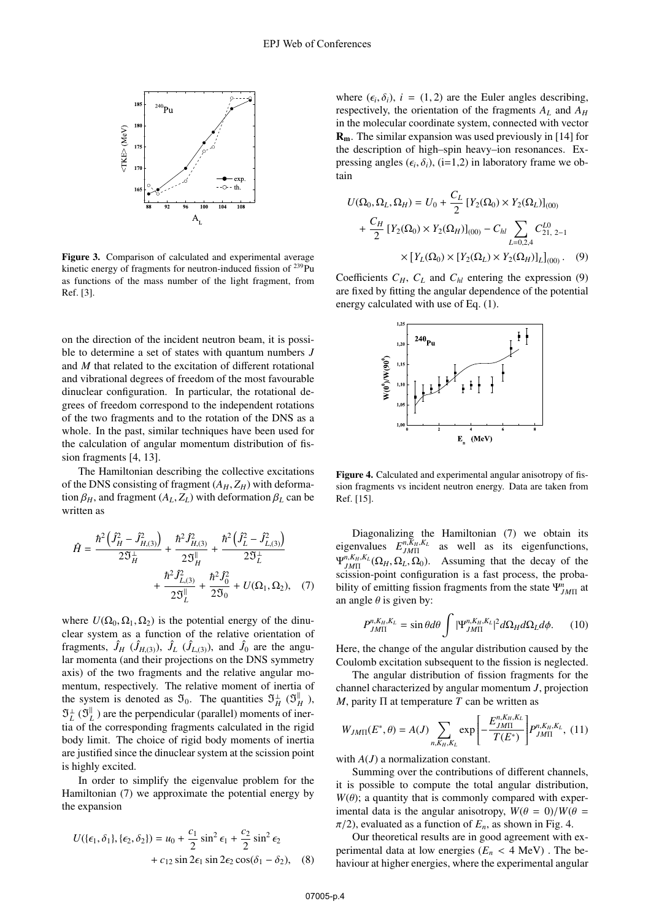**Figure 3.** Comparison of calculated and experimental average kinetic energy of fragments for neutron-induced fission of $^{239}$Pu as functions of the mass number of the light fragment, from Ref. [3].

on the direction of the incident neutron beam, it is possible to determine a set of states with quantum numbers $J$ and $M$ that related to the excitation of different rotational and vibrational degrees of freedom of the most favourable dinuclear configuration. In particular, the rotational degrees of freedom correspond to the independent rotations of the two fragments and to the rotation of the DNS as a whole. In the past, similar techniques have been used for the calculation of angular momentum distribution of fission fragments [4, 13].

The Hamiltonian describing the collective excitations of the DNS consisting of fragment $(A_H, Z_H)$ with deformation $\beta_H$, and fragment $(A_L, Z_L)$ with deformation $\beta_L$ can be written as

$$\hat{H} = \frac{\hbar^2\left(\hat{J}_H^2 - \hat{J}_{H,(3)}^2\right)}{2\Im_H^{\perp}} + \frac{\hbar^2\hat{J}_{H,(3)}^2}{2\Im_H^{\parallel}} + \frac{\hbar^2\left(\hat{J}_L^2 - \hat{J}_{L,(3)}^2\right)}{2\Im_L^{\perp}} + \frac{\hbar^2\hat{J}_{L,(3)}^2}{2\Im_L^{\parallel}} + \frac{\hbar^2\hat{J}_0^2}{2\Im_0} + U(\Omega_1, \Omega_2), \quad (7)$$

where $U(\Omega_0, \Omega_1, \Omega_2)$ is the potential energy of the dinuclear system as a function of the relative orientation of fragments, $\hat{J}_H$ ($\hat{J}_{H,(3)}$), $\hat{J}_L$ ($\hat{J}_{L,(3)}$), and $\hat{J}_0$ are the angular momenta (and their projections on the DNS symmetry axis) of the two fragments and the relative angular momentum, respectively. The relative moment of inertia of the system is denoted as $\Im_0$. The quantities $\Im_H^{\perp}$ ($\Im_H^{\parallel}$), $\Im_L^{\perp}$ ($\Im_L^{\parallel}$) are the perpendicular (parallel) moments of inertia of the corresponding fragments calculated in the rigid body limit. The choice of rigid body moments of inertia are justified since the dinuclear system at the scission point is highly excited.

In order to simplify the eigenvalue problem for the Hamiltonian (7) we approximate the potential energy by the expansion

$$U(\{\epsilon_1, \delta_1\}, \{\epsilon_2, \delta_2\}) = u_0 + \frac{c_1}{2}\sin^2\epsilon_1 + \frac{c_2}{2}\sin^2\epsilon_2 + c_{12}\sin 2\epsilon_1 \sin 2\epsilon_2 \cos(\delta_1 - \delta_2), \quad (8)$$

where $(\epsilon_i, \delta_i)$, $i = (1, 2)$ are the Euler angles describing, respectively, the orientation of the fragments $A_L$ and $A_H$ in the molecular coordinate system, connected with vector $\mathbf{R_m}$. The similar expansion was used previously in [14] for the description of high–spin heavy–ion resonances. Expressing angles $(\epsilon_i, \delta_i)$, (i=1,2) in laboratory frame we obtain

$$U(\Omega_0, \Omega_L, \Omega_H) = U_0 + \frac{C_L}{2}\left[Y_2(\Omega_0) \times Y_2(\Omega_L)\right]_{(00)} + \frac{C_H}{2}\left[Y_2(\Omega_0) \times Y_2(\Omega_H)\right]_{(00)} - C_{hl}\sum_{L=0,2,4} C_{21,\,2-1}^{L0} \times \left[Y_L(\Omega_0) \times \left[Y_2(\Omega_L) \times Y_2(\Omega_H)\right]_L\right]_{(00)}. \quad (9)$$

Coefficients $C_H$, $C_L$ and $C_{hl}$ entering the expression (9) are fixed by fitting the angular dependence of the potential energy calculated with use of Eq. (1).

**Figure 4.** Calculated and experimental angular anisotropy of fission fragments vs incident neutron energy. Data are taken from Ref. [15].

Diagonalizing the Hamiltonian (7) we obtain its eigenvalues $E_{JM\Pi}^{n,K_H,K_L}$ as well as its eigenfunctions, $\Psi_{JM\Pi}^{n,K_H,K_L}(\Omega_H, \Omega_L, \Omega_0)$. Assuming that the decay of the scission-point configuration is a fast process, the probability of emitting fission fragments from the state $\Psi_{JM\Pi}^{n}$ at an angle $\theta$ is given by:

$$P_{JM\Pi}^{n,K_H,K_L} = \sin\theta d\theta \int |\Psi_{JM\Pi}^{n,K_H,K_L}|^2 d\Omega_H d\Omega_L d\phi. \quad (10)$$

Here, the change of the angular distribution caused by the Coulomb excitation subsequent to the fission is neglected.

The angular distribution of fission fragments for the channel characterized by angular momentum $J$, projection $M$, parity $\Pi$ at temperature $T$ can be written as

$$W_{JM\Pi}(E^*, \theta) = A(J)\sum_{n,K_H,K_L}\exp\left[-\frac{E_{JM\Pi}^{n,K_H,K_L}}{T(E^*)}\right]P_{JM\Pi}^{n,K_H,K_L}, \quad (11)$$

with $A(J)$ a normalization constant.

Summing over the contributions of different channels, it is possible to compute the total angular distribution, $W(\theta)$; a quantity that is commonly compared with experimental data is the angular anisotropy, $W(\theta = 0)/W(\theta = \pi/2)$, evaluated as a function of $E_n$, as shown in Fig. 4.

Our theoretical results are in good agreement with experimental data at low energies ($E_n < 4$ MeV) . The behaviour at higher energies, where the experimental angular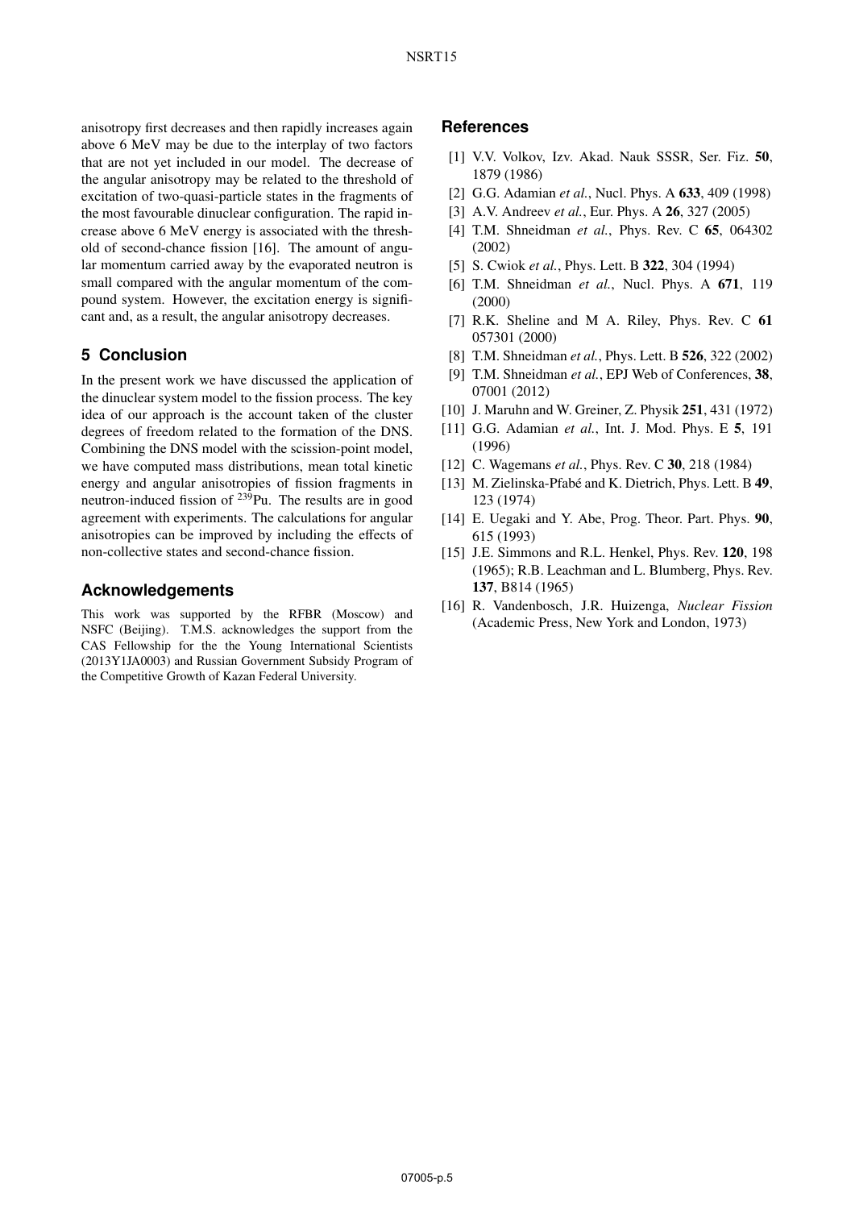anisotropy first decreases and then rapidly increases again above 6 MeV may be due to the interplay of two factors that are not yet included in our model. The decrease of the angular anisotropy may be related to the threshold of excitation of two-quasi-particle states in the fragments of the most favourable dinuclear configuration. The rapid increase above 6 MeV energy is associated with the threshold of second-chance fission [16]. The amount of angular momentum carried away by the evaporated neutron is small compared with the angular momentum of the compound system. However, the excitation energy is significant and, as a result, the angular anisotropy decreases.

## 5 Conclusion

In the present work we have discussed the application of the dinuclear system model to the fission process. The key idea of our approach is the account taken of the cluster degrees of freedom related to the formation of the DNS. Combining the DNS model with the scission-point model, we have computed mass distributions, mean total kinetic energy and angular anisotropies of fission fragments in neutron-induced fission of $^{239}$Pu. The results are in good agreement with experiments. The calculations for angular anisotropies can be improved by including the effects of non-collective states and second-chance fission.

## Acknowledgements

This work was supported by the RFBR (Moscow) and NSFC (Beijing). T.M.S. acknowledges the support from the CAS Fellowship for the the Young International Scientists (2013Y1JA0003) and Russian Government Subsidy Program of the Competitive Growth of Kazan Federal University.

## References

[1] V.V. Volkov, Izv. Akad. Nauk SSSR, Ser. Fiz. **50**, 1879 (1986)

[2] G.G. Adamian *et al.*, Nucl. Phys. A **633**, 409 (1998)

[3] A.V. Andreev *et al.*, Eur. Phys. A **26**, 327 (2005)

[4] T.M. Shneidman *et al.*, Phys. Rev. C **65**, 064302 (2002)

[5] S. Cwiok *et al.*, Phys. Lett. B **322**, 304 (1994)

[6] T.M. Shneidman *et al.*, Nucl. Phys. A **671**, 119 (2000)

[7] R.K. Sheline and M A. Riley, Phys. Rev. C **61** 057301 (2000)

[8] T.M. Shneidman *et al.*, Phys. Lett. B **526**, 322 (2002)

[9] T.M. Shneidman *et al.*, EPJ Web of Conferences, **38**, 07001 (2012)

[10] J. Maruhn and W. Greiner, Z. Physik **251**, 431 (1972)

[11] G.G. Adamian *et al.*, Int. J. Mod. Phys. E **5**, 191 (1996)

[12] C. Wagemans *et al.*, Phys. Rev. C **30**, 218 (1984)

[13] M. Zielinska-Pfabé and K. Dietrich, Phys. Lett. B **49**, 123 (1974)

[14] E. Uegaki and Y. Abe, Prog. Theor. Part. Phys. **90**, 615 (1993)

[15] J.E. Simmons and R.L. Henkel, Phys. Rev. **120**, 198 (1965); R.B. Leachman and L. Blumberg, Phys. Rev. **137**, B814 (1965)

[16] R. Vandenbosch, J.R. Huizenga, *Nuclear Fission* (Academic Press, New York and London, 1973)